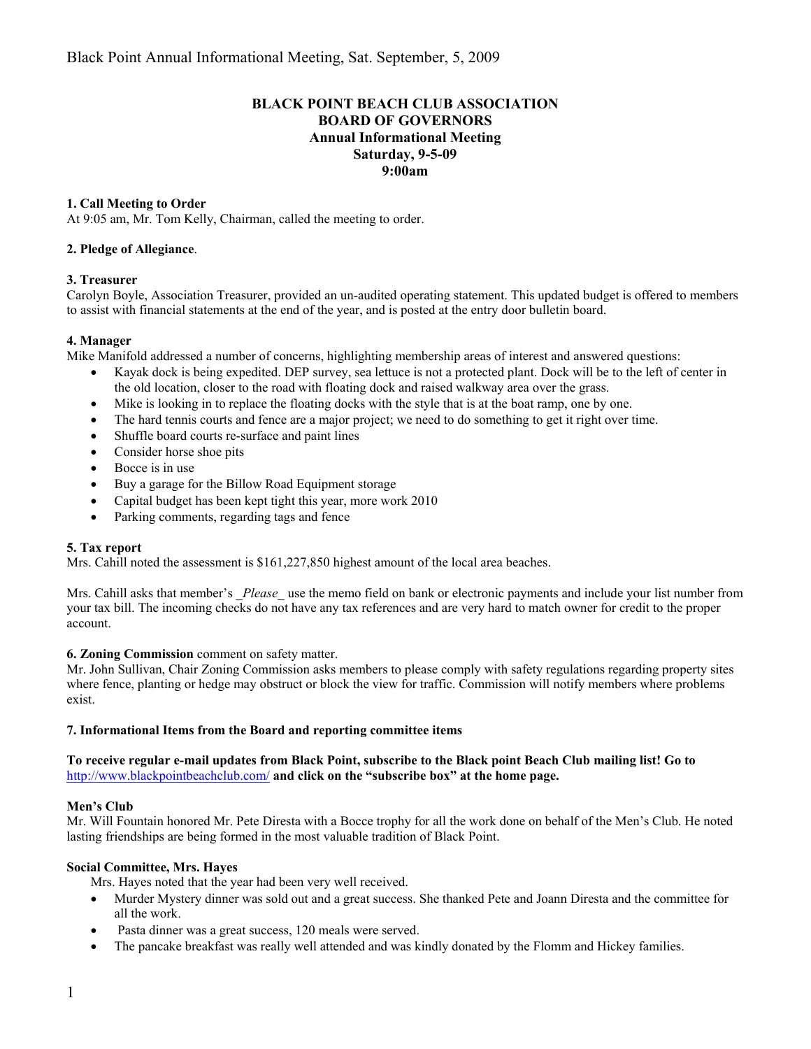# BLACK POINT BEACH CLUB ASSOCIATION
## BOARD OF GOVERNORS
### Annual Informational Meeting
### Saturday, 9-5-09
### 9:00am

**1. Call Meeting to Order**
At 9:05 am, Mr. Tom Kelly, Chairman, called the meeting to order.

**2. Pledge of Allegiance**.

**3. Treasurer**
Carolyn Boyle, Association Treasurer, provided an un-audited operating statement. This updated budget is offered to members to assist with financial statements at the end of the year, and is posted at the entry door bulletin board.

**4. Manager**
Mike Manifold addressed a number of concerns, highlighting membership areas of interest and answered questions:

- Kayak dock is being expedited. DEP survey, sea lettuce is not a protected plant. Dock will be to the left of center in the old location, closer to the road with floating dock and raised walkway area over the grass.
- Mike is looking in to replace the floating docks with the style that is at the boat ramp, one by one.
- The hard tennis courts and fence are a major project; we need to do something to get it right over time.
- Shuffle board courts re-surface and paint lines
- Consider horse shoe pits
- Bocce is in use
- Buy a garage for the Billow Road Equipment storage
- Capital budget has been kept tight this year, more work 2010
- Parking comments, regarding tags and fence

**5. Tax report**
Mrs. Cahill noted the assessment is $161,227,850 highest amount of the local area beaches.

Mrs. Cahill asks that member's _*Please*_ use the memo field on bank or electronic payments and include your list number from your tax bill. The incoming checks do not have any tax references and are very hard to match owner for credit to the proper account.

**6. Zoning Commission** comment on safety matter.
Mr. John Sullivan, Chair Zoning Commission asks members to please comply with safety regulations regarding property sites where fence, planting or hedge may obstruct or block the view for traffic. Commission will notify members where problems exist.

**7. Informational Items from the Board and reporting committee items**

**To receive regular e-mail updates from Black Point, subscribe to the Black point Beach Club mailing list! Go to** http://www.blackpointbeachclub.com/ **and click on the "subscribe box" at the home page.**

**Men's Club**
Mr. Will Fountain honored Mr. Pete Diresta with a Bocce trophy for all the work done on behalf of the Men's Club. He noted lasting friendships are being formed in the most valuable tradition of Black Point.

**Social Committee, Mrs. Hayes**
Mrs. Hayes noted that the year had been very well received.

- Murder Mystery dinner was sold out and a great success. She thanked Pete and Joann Diresta and the committee for all the work.
- Pasta dinner was a great success, 120 meals were served.
- The pancake breakfast was really well attended and was kindly donated by the Flomm and Hickey families.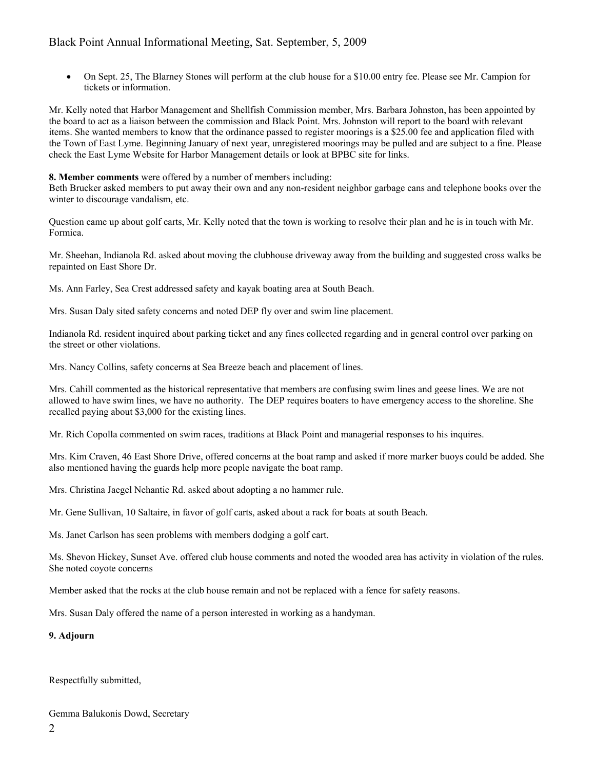- On Sept. 25, The Blarney Stones will perform at the club house for a $10.00 entry fee. Please see Mr. Campion for tickets or information.

Mr. Kelly noted that Harbor Management and Shellfish Commission member, Mrs. Barbara Johnston, has been appointed by the board to act as a liaison between the commission and Black Point. Mrs. Johnston will report to the board with relevant items. She wanted members to know that the ordinance passed to register moorings is a $25.00 fee and application filed with the Town of East Lyme. Beginning January of next year, unregistered moorings may be pulled and are subject to a fine. Please check the East Lyme Website for Harbor Management details or look at BPBC site for links.

**8. Member comments** were offered by a number of members including:
Beth Brucker asked members to put away their own and any non-resident neighbor garbage cans and telephone books over the winter to discourage vandalism, etc.

Question came up about golf carts, Mr. Kelly noted that the town is working to resolve their plan and he is in touch with Mr. Formica.

Mr. Sheehan, Indianola Rd. asked about moving the clubhouse driveway away from the building and suggested cross walks be repainted on East Shore Dr.

Ms. Ann Farley, Sea Crest addressed safety and kayak boating area at South Beach.

Mrs. Susan Daly sited safety concerns and noted DEP fly over and swim line placement.

Indianola Rd. resident inquired about parking ticket and any fines collected regarding and in general control over parking on the street or other violations.

Mrs. Nancy Collins, safety concerns at Sea Breeze beach and placement of lines.

Mrs. Cahill commented as the historical representative that members are confusing swim lines and geese lines. We are not allowed to have swim lines, we have no authority. The DEP requires boaters to have emergency access to the shoreline. She recalled paying about $3,000 for the existing lines.

Mr. Rich Copolla commented on swim races, traditions at Black Point and managerial responses to his inquires.

Mrs. Kim Craven, 46 East Shore Drive, offered concerns at the boat ramp and asked if more marker buoys could be added. She also mentioned having the guards help more people navigate the boat ramp.

Mrs. Christina Jaegel Nehantic Rd. asked about adopting a no hammer rule.

Mr. Gene Sullivan, 10 Saltaire, in favor of golf carts, asked about a rack for boats at south Beach.

Ms. Janet Carlson has seen problems with members dodging a golf cart.

Ms. Shevon Hickey, Sunset Ave. offered club house comments and noted the wooded area has activity in violation of the rules. She noted coyote concerns

Member asked that the rocks at the club house remain and not be replaced with a fence for safety reasons.

Mrs. Susan Daly offered the name of a person interested in working as a handyman.

**9. Adjourn**

Respectfully submitted,

Gemma Balukonis Dowd, Secretary